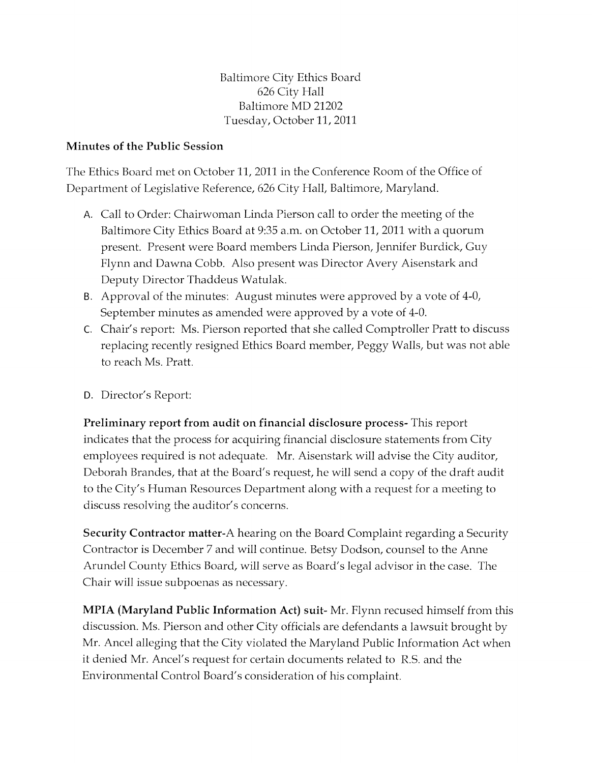Baltimore City Ethics Board
626 City Hall
Baltimore MD 21202
Tuesday, October 11, 2011

**Minutes of the Public Session**

The Ethics Board met on October 11, 2011 in the Conference Room of the Office of Department of Legislative Reference, 626 City Hall, Baltimore, Maryland.

A. Call to Order: Chairwoman Linda Pierson call to order the meeting of the Baltimore City Ethics Board at 9:35 a.m. on October 11, 2011 with a quorum present. Present were Board members Linda Pierson, Jennifer Burdick, Guy Flynn and Dawna Cobb. Also present was Director Avery Aisenstark and Deputy Director Thaddeus Watulak.

B. Approval of the minutes: August minutes were approved by a vote of 4-0, September minutes as amended were approved by a vote of 4-0.

C. Chair's report: Ms. Pierson reported that she called Comptroller Pratt to discuss replacing recently resigned Ethics Board member, Peggy Walls, but was not able to reach Ms. Pratt.

D. Director's Report:

**Preliminary report from audit on financial disclosure process-** This report indicates that the process for acquiring financial disclosure statements from City employees required is not adequate. Mr. Aisenstark will advise the City auditor, Deborah Brandes, that at the Board's request, he will send a copy of the draft audit to the City's Human Resources Department along with a request for a meeting to discuss resolving the auditor's concerns.

**Security Contractor matter-**A hearing on the Board Complaint regarding a Security Contractor is December 7 and will continue. Betsy Dodson, counsel to the Anne Arundel County Ethics Board, will serve as Board's legal advisor in the case. The Chair will issue subpoenas as necessary.

**MPIA (Maryland Public Information Act) suit-** Mr. Flynn recused himself from this discussion. Ms. Pierson and other City officials are defendants a lawsuit brought by Mr. Ancel alleging that the City violated the Maryland Public Information Act when it denied Mr. Ancel's request for certain documents related to R.S. and the Environmental Control Board's consideration of his complaint.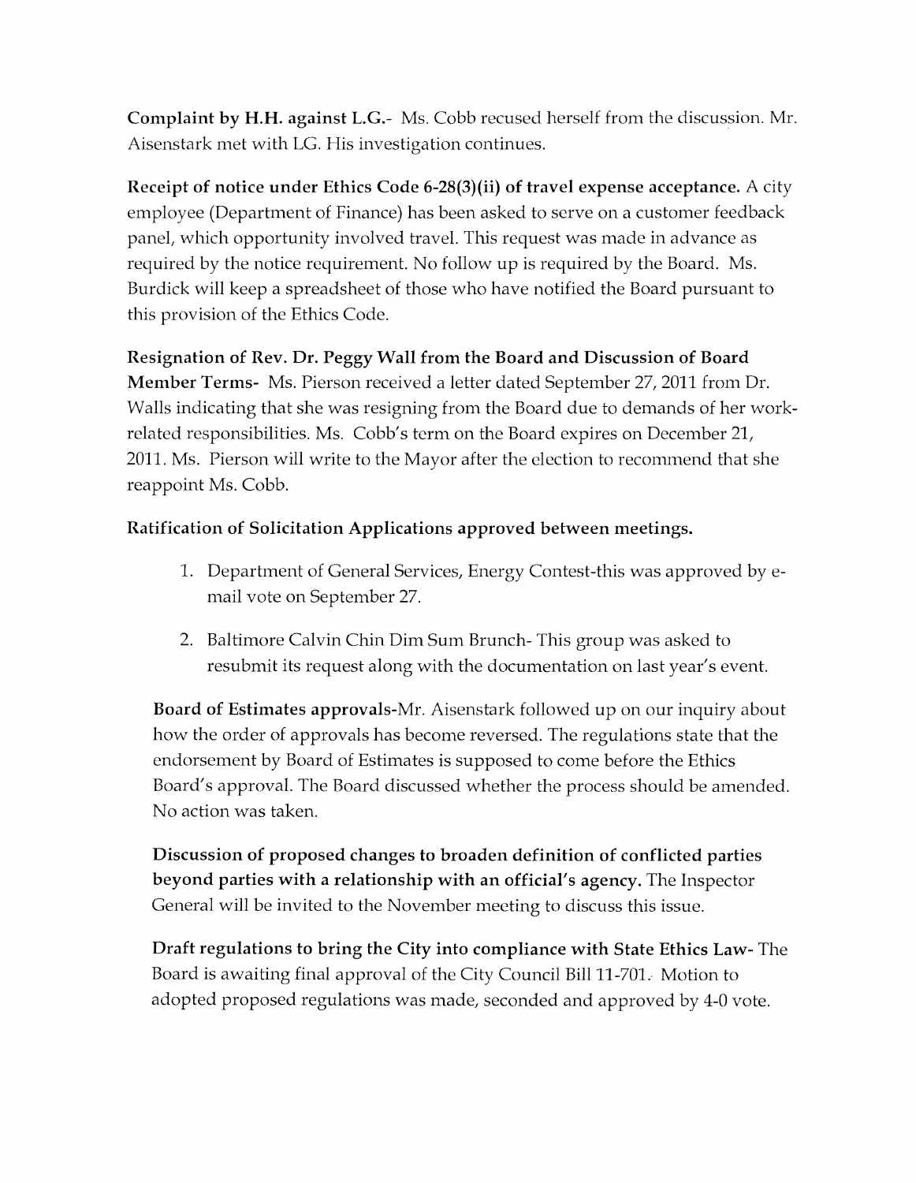**Complaint by H.H. against L.G.**- Ms. Cobb recused herself from the discussion. Mr. Aisenstark met with LG. His investigation continues.

**Receipt of notice under Ethics Code 6-28(3)(ii) of travel expense acceptance.** A city employee (Department of Finance) has been asked to serve on a customer feedback panel, which opportunity involved travel. This request was made in advance as required by the notice requirement. No follow up is required by the Board. Ms. Burdick will keep a spreadsheet of those who have notified the Board pursuant to this provision of the Ethics Code.

**Resignation of Rev. Dr. Peggy Wall from the Board and Discussion of Board Member Terms**- Ms. Pierson received a letter dated September 27, 2011 from Dr. Walls indicating that she was resigning from the Board due to demands of her work-related responsibilities. Ms. Cobb's term on the Board expires on December 21, 2011. Ms. Pierson will write to the Mayor after the election to recommend that she reappoint Ms. Cobb.

**Ratification of Solicitation Applications approved between meetings.**

1. Department of General Services, Energy Contest-this was approved by e-mail vote on September 27.
2. Baltimore Calvin Chin Dim Sum Brunch- This group was asked to resubmit its request along with the documentation on last year's event.

**Board of Estimates approvals**-Mr. Aisenstark followed up on our inquiry about how the order of approvals has become reversed. The regulations state that the endorsement by Board of Estimates is supposed to come before the Ethics Board's approval. The Board discussed whether the process should be amended. No action was taken.

**Discussion of proposed changes to broaden definition of conflicted parties beyond parties with a relationship with an official's agency.** The Inspector General will be invited to the November meeting to discuss this issue.

**Draft regulations to bring the City into compliance with State Ethics Law**- The Board is awaiting final approval of the City Council Bill 11-701. Motion to adopted proposed regulations was made, seconded and approved by 4-0 vote.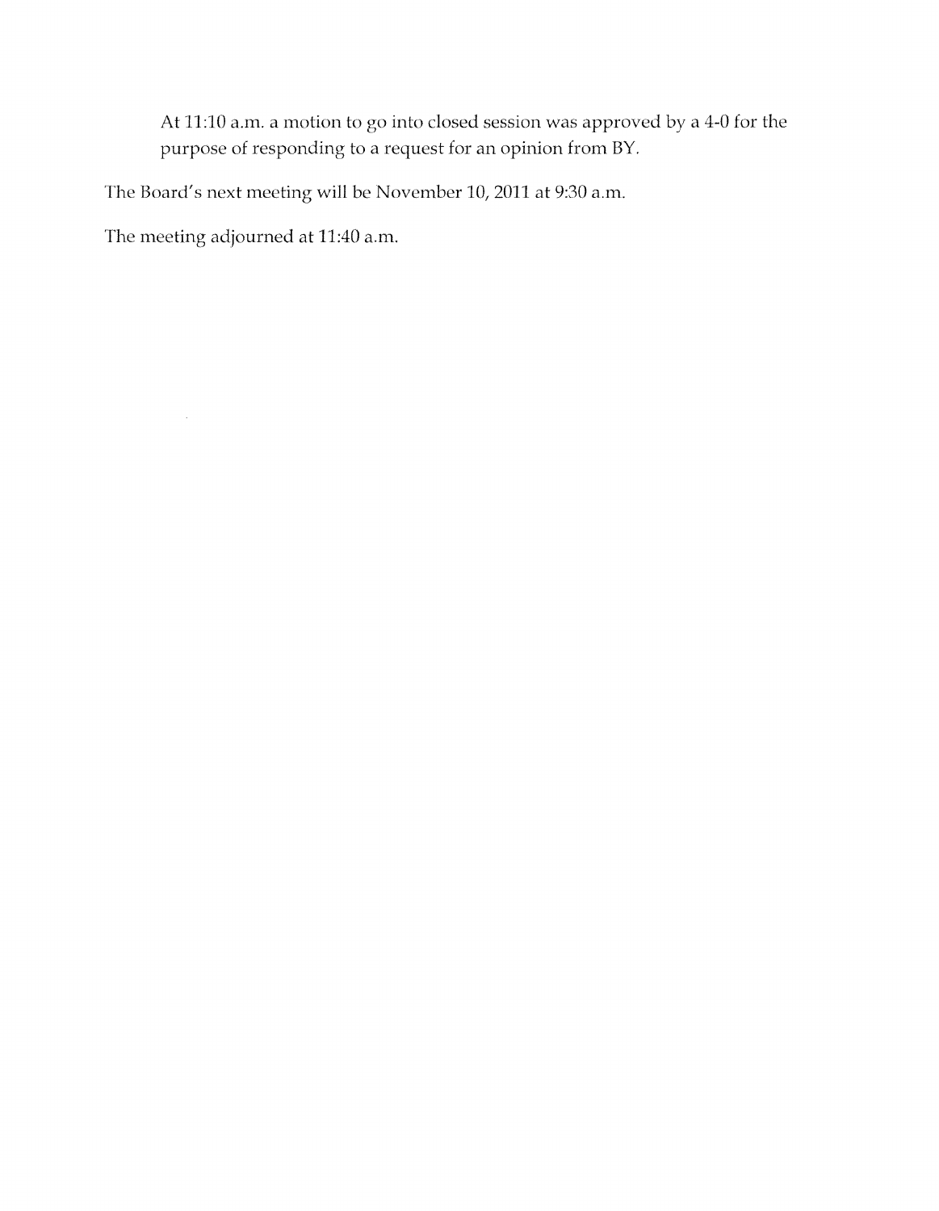At 11:10 a.m. a motion to go into closed session was approved by a 4-0 for the purpose of responding to a request for an opinion from BY.

The Board's next meeting will be November 10, 2011 at 9:30 a.m.

The meeting adjourned at 11:40 a.m.